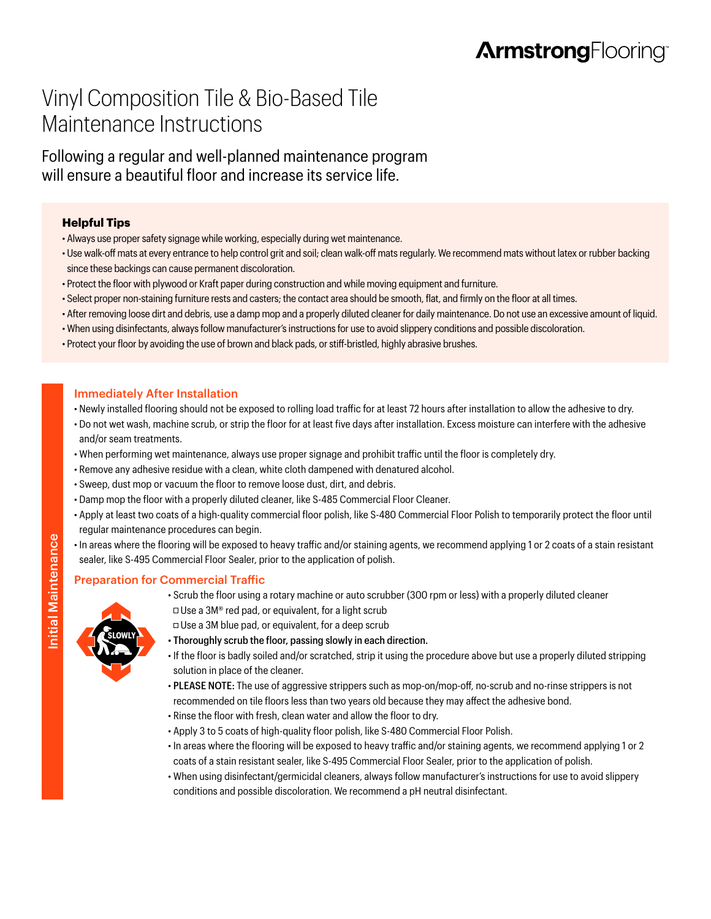ArmstrongFlooring™

# Vinyl Composition Tile & Bio-Based Tile Maintenance Instructions

Following a regular and well-planned maintenance program will ensure a beautiful floor and increase its service life.

### Helpful Tips

- Always use proper safety signage while working, especially during wet maintenance.
- Use walk-off mats at every entrance to help control grit and soil; clean walk-off mats regularly. We recommend mats without latex or rubber backing since these backings can cause permanent discoloration.
- Protect the floor with plywood or Kraft paper during construction and while moving equipment and furniture.
- Select proper non-staining furniture rests and casters; the contact area should be smooth, flat, and firmly on the floor at all times.
- After removing loose dirt and debris, use a damp mop and a properly diluted cleaner for daily maintenance. Do not use an excessive amount of liquid.
- When using disinfectants, always follow manufacturer's instructions for use to avoid slippery conditions and possible discoloration.
- Protect your floor by avoiding the use of brown and black pads, or stiff-bristled, highly abrasive brushes.

## Initial Maintenance

### Immediately After Installation

- Newly installed flooring should not be exposed to rolling load traffic for at least 72 hours after installation to allow the adhesive to dry.
- Do not wet wash, machine scrub, or strip the floor for at least five days after installation. Excess moisture can interfere with the adhesive and/or seam treatments.
- When performing wet maintenance, always use proper signage and prohibit traffic until the floor is completely dry.
- Remove any adhesive residue with a clean, white cloth dampened with denatured alcohol.
- Sweep, dust mop or vacuum the floor to remove loose dust, dirt, and debris.
- Damp mop the floor with a properly diluted cleaner, like S-485 Commercial Floor Cleaner.
- Apply at least two coats of a high-quality commercial floor polish, like S-480 Commercial Floor Polish to temporarily protect the floor until regular maintenance procedures can begin.
- In areas where the flooring will be exposed to heavy traffic and/or staining agents, we recommend applying 1 or 2 coats of a stain resistant sealer, like S-495 Commercial Floor Sealer, prior to the application of polish.

### Preparation for Commercial Traffic

- Scrub the floor using a rotary machine or auto scrubber (300 rpm or less) with a properly diluted cleaner
  - Use a 3M® red pad, or equivalent, for a light scrub
  - Use a 3M blue pad, or equivalent, for a deep scrub
- **Thoroughly scrub the floor, passing slowly in each direction.**
- If the floor is badly soiled and/or scratched, strip it using the procedure above but use a properly diluted stripping solution in place of the cleaner.
- **PLEASE NOTE:** The use of aggressive strippers such as mop-on/mop-off, no-scrub and no-rinse strippers is not recommended on tile floors less than two years old because they may affect the adhesive bond.
- Rinse the floor with fresh, clean water and allow the floor to dry.
- Apply 3 to 5 coats of high-quality floor polish, like S-480 Commercial Floor Polish.
- In areas where the flooring will be exposed to heavy traffic and/or staining agents, we recommend applying 1 or 2 coats of a stain resistant sealer, like S-495 Commercial Floor Sealer, prior to the application of polish.
- When using disinfectant/germicidal cleaners, always follow manufacturer's instructions for use to avoid slippery conditions and possible discoloration. We recommend a pH neutral disinfectant.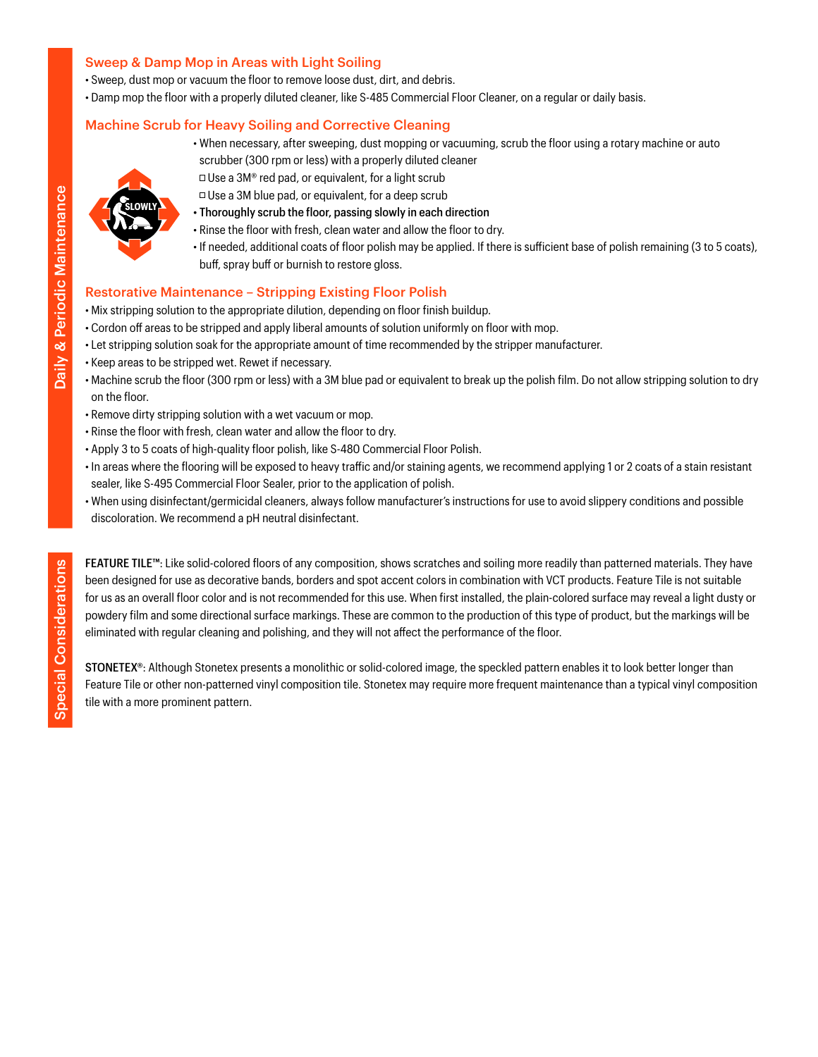# Daily & Periodic Maintenance

## Sweep & Damp Mop in Areas with Light Soiling

- Sweep, dust mop or vacuum the floor to remove loose dust, dirt, and debris.
- Damp mop the floor with a properly diluted cleaner, like S-485 Commercial Floor Cleaner, on a regular or daily basis.

## Machine Scrub for Heavy Soiling and Corrective Cleaning

- When necessary, after sweeping, dust mopping or vacuuming, scrub the floor using a rotary machine or auto scrubber (300 rpm or less) with a properly diluted cleaner
  - ☐ Use a 3M® red pad, or equivalent, for a light scrub
  - ☐ Use a 3M blue pad, or equivalent, for a deep scrub
- Thoroughly scrub the floor, passing slowly in each direction
- Rinse the floor with fresh, clean water and allow the floor to dry.
- If needed, additional coats of floor polish may be applied. If there is sufficient base of polish remaining (3 to 5 coats), buff, spray buff or burnish to restore gloss.

## Restorative Maintenance – Stripping Existing Floor Polish

- Mix stripping solution to the appropriate dilution, depending on floor finish buildup.
- Cordon off areas to be stripped and apply liberal amounts of solution uniformly on floor with mop.
- Let stripping solution soak for the appropriate amount of time recommended by the stripper manufacturer.
- Keep areas to be stripped wet. Rewet if necessary.
- Machine scrub the floor (300 rpm or less) with a 3M blue pad or equivalent to break up the polish film. Do not allow stripping solution to dry on the floor.
- Remove dirty stripping solution with a wet vacuum or mop.
- Rinse the floor with fresh, clean water and allow the floor to dry.
- Apply 3 to 5 coats of high-quality floor polish, like S-480 Commercial Floor Polish.
- In areas where the flooring will be exposed to heavy traffic and/or staining agents, we recommend applying 1 or 2 coats of a stain resistant sealer, like S-495 Commercial Floor Sealer, prior to the application of polish.
- When using disinfectant/germicidal cleaners, always follow manufacturer's instructions for use to avoid slippery conditions and possible discoloration. We recommend a pH neutral disinfectant.

# Special Considerations

**FEATURE TILE™**: Like solid-colored floors of any composition, shows scratches and soiling more readily than patterned materials. They have been designed for use as decorative bands, borders and spot accent colors in combination with VCT products. Feature Tile is not suitable for us as an overall floor color and is not recommended for this use. When first installed, the plain-colored surface may reveal a light dusty or powdery film and some directional surface markings. These are common to the production of this type of product, but the markings will be eliminated with regular cleaning and polishing, and they will not affect the performance of the floor.

**STONETEX®**: Although Stonetex presents a monolithic or solid-colored image, the speckled pattern enables it to look better longer than Feature Tile or other non-patterned vinyl composition tile. Stonetex may require more frequent maintenance than a typical vinyl composition tile with a more prominent pattern.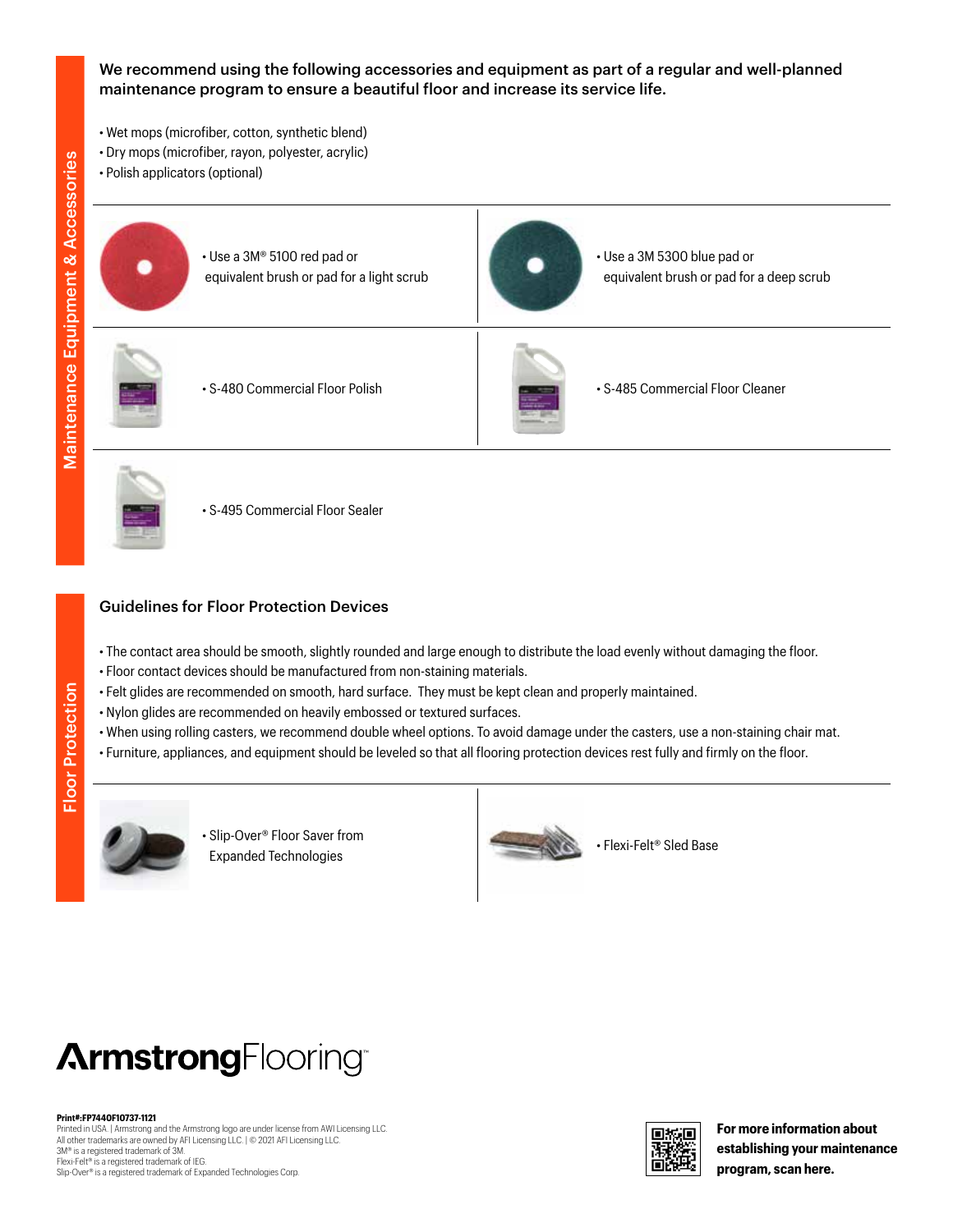## Maintenance Equipment & Accessories

**We recommend using the following accessories and equipment as part of a regular and well-planned maintenance program to ensure a beautiful floor and increase its service life.**

- Wet mops (microfiber, cotton, synthetic blend)
- Dry mops (microfiber, rayon, polyester, acrylic)
- Polish applicators (optional)

- Use a 3M® 5100 red pad or equivalent brush or pad for a light scrub
- Use a 3M 5300 blue pad or equivalent brush or pad for a deep scrub
- S-480 Commercial Floor Polish
- S-485 Commercial Floor Cleaner
- S-495 Commercial Floor Sealer

## Floor Protection

### Guidelines for Floor Protection Devices

- The contact area should be smooth, slightly rounded and large enough to distribute the load evenly without damaging the floor.
- Floor contact devices should be manufactured from non-staining materials.
- Felt glides are recommended on smooth, hard surface. They must be kept clean and properly maintained.
- Nylon glides are recommended on heavily embossed or textured surfaces.
- When using rolling casters, we recommend double wheel options. To avoid damage under the casters, use a non-staining chair mat.
- Furniture, appliances, and equipment should be leveled so that all flooring protection devices rest fully and firmly on the floor.

- Slip-Over® Floor Saver from Expanded Technologies
- Flexi-Felt® Sled Base

**ArmstrongFlooring**™

**Print#:FP7440F10737-1121**
Printed in USA. | Armstrong and the Armstrong logo are under license from AWI Licensing LLC.
All other trademarks are owned by AFI Licensing LLC. | © 2021 AFI Licensing LLC.
3M® is a registered trademark of 3M.
Flexi-Felt® is a registered trademark of IEG.
Slip-Over® is a registered trademark of Expanded Technologies Corp.

**For more information about establishing your maintenance program, scan here.**